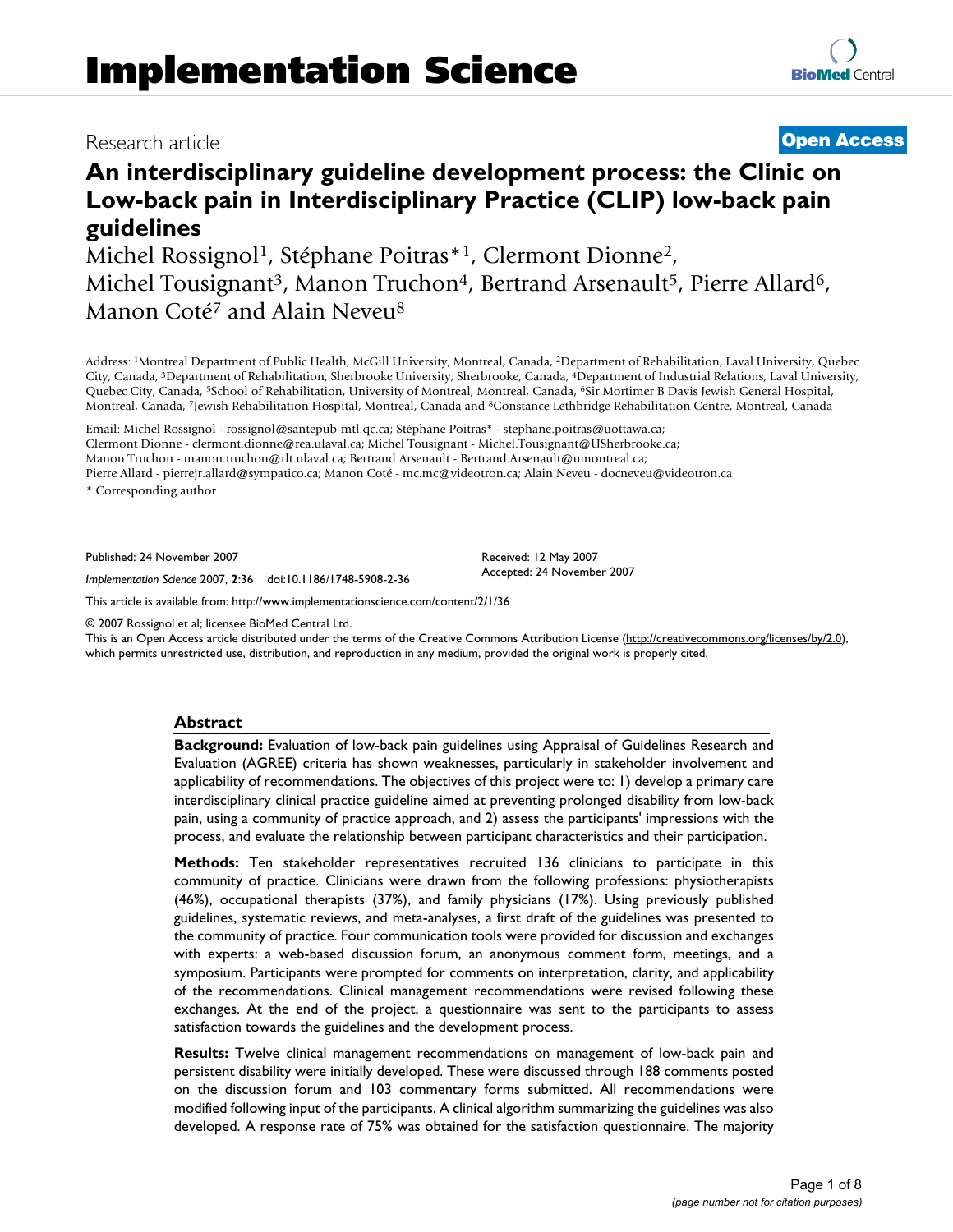Research article

**Open Access**

# An interdisciplinary guideline development process: the Clinic on Low-back pain in Interdisciplinary Practice (CLIP) low-back pain guidelines

Michel Rossignol[1], Stéphane Poitras*[1], Clermont Dionne[2], Michel Tousignant[3], Manon Truchon[4], Bertrand Arsenault[5], Pierre Allard[6], Manon Coté[7] and Alain Neveu[8]

Address: [1]Montreal Department of Public Health, McGill University, Montreal, Canada, [2]Department of Rehabilitation, Laval University, Quebec City, Canada, [3]Department of Rehabilitation, Sherbrooke University, Sherbrooke, Canada, [4]Department of Industrial Relations, Laval University, Quebec City, Canada, [5]School of Rehabilitation, University of Montreal, Montreal, Canada, [6]Sir Mortimer B Davis Jewish General Hospital, Montreal, Canada, [7]Jewish Rehabilitation Hospital, Montreal, Canada and [8]Constance Lethbridge Rehabilitation Centre, Montreal, Canada

Email: Michel Rossignol - rossignol@santepub-mtl.qc.ca; Stéphane Poitras* - stephane.poitras@uottawa.ca; Clermont Dionne - clermont.dionne@rea.ulaval.ca; Michel Tousignant - Michel.Tousignant@USherbrooke.ca; Manon Truchon - manon.truchon@rlt.ulaval.ca; Bertrand Arsenault - Bertrand.Arsenault@umontreal.ca; Pierre Allard - pierrejr.allard@sympatico.ca; Manon Coté - mc.mc@videotron.ca; Alain Neveu - docneveu@videotron.ca

* Corresponding author

Published: 24 November 2007

*Implementation Science* 2007, **2**:36 doi:10.1186/1748-5908-2-36

Received: 12 May 2007
Accepted: 24 November 2007

This article is available from: http://www.implementationscience.com/content/2/1/36

© 2007 Rossignol et al; licensee BioMed Central Ltd.
This is an Open Access article distributed under the terms of the Creative Commons Attribution License (http://creativecommons.org/licenses/by/2.0), which permits unrestricted use, distribution, and reproduction in any medium, provided the original work is properly cited.

## Abstract

**Background:** Evaluation of low-back pain guidelines using Appraisal of Guidelines Research and Evaluation (AGREE) criteria has shown weaknesses, particularly in stakeholder involvement and applicability of recommendations. The objectives of this project were to: 1) develop a primary care interdisciplinary clinical practice guideline aimed at preventing prolonged disability from low-back pain, using a community of practice approach, and 2) assess the participants' impressions with the process, and evaluate the relationship between participant characteristics and their participation.

**Methods:** Ten stakeholder representatives recruited 136 clinicians to participate in this community of practice. Clinicians were drawn from the following professions: physiotherapists (46%), occupational therapists (37%), and family physicians (17%). Using previously published guidelines, systematic reviews, and meta-analyses, a first draft of the guidelines was presented to the community of practice. Four communication tools were provided for discussion and exchanges with experts: a web-based discussion forum, an anonymous comment form, meetings, and a symposium. Participants were prompted for comments on interpretation, clarity, and applicability of the recommendations. Clinical management recommendations were revised following these exchanges. At the end of the project, a questionnaire was sent to the participants to assess satisfaction towards the guidelines and the development process.

**Results:** Twelve clinical management recommendations on management of low-back pain and persistent disability were initially developed. These were discussed through 188 comments posted on the discussion forum and 103 commentary forms submitted. All recommendations were modified following input of the participants. A clinical algorithm summarizing the guidelines was also developed. A response rate of 75% was obtained for the satisfaction questionnaire. The majority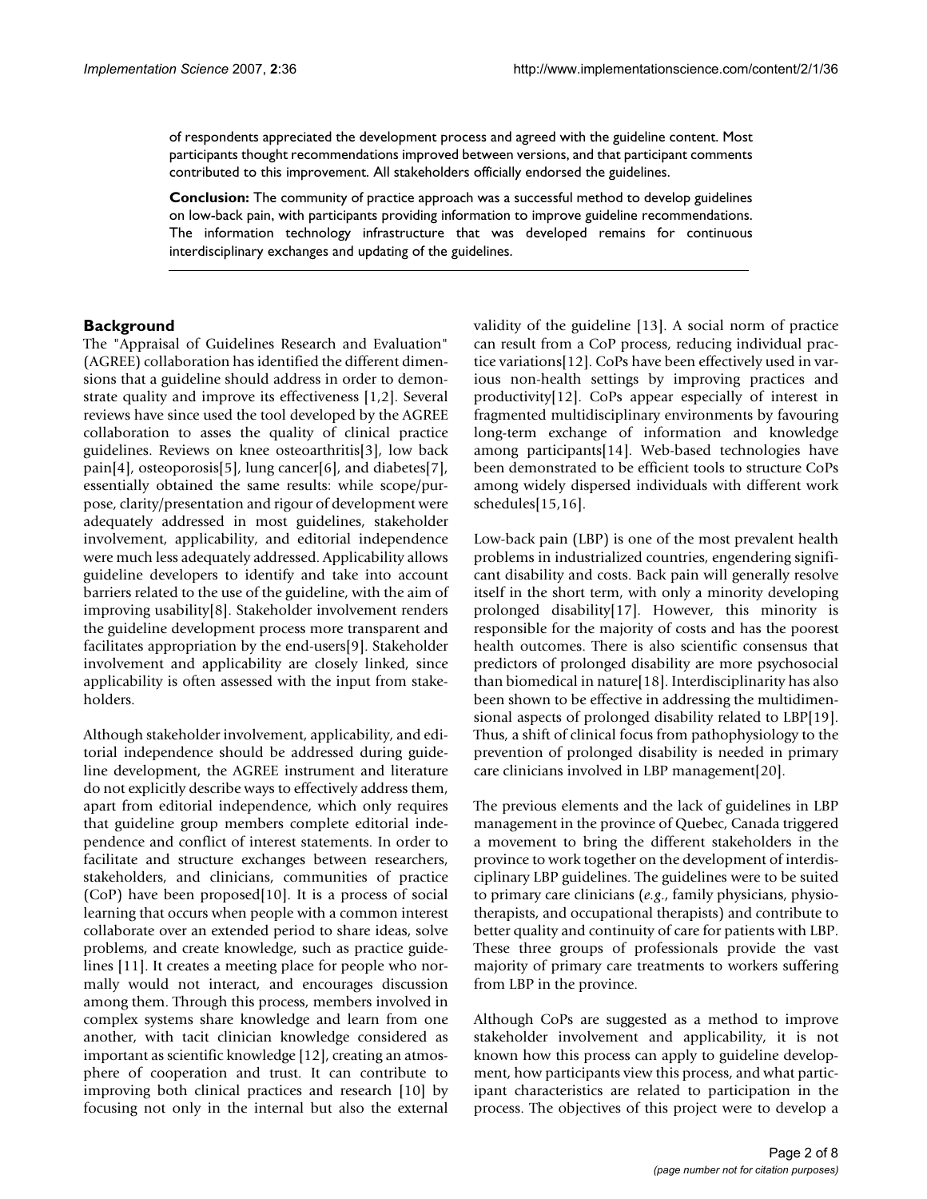of respondents appreciated the development process and agreed with the guideline content. Most participants thought recommendations improved between versions, and that participant comments contributed to this improvement. All stakeholders officially endorsed the guidelines.

**Conclusion:** The community of practice approach was a successful method to develop guidelines on low-back pain, with participants providing information to improve guideline recommendations. The information technology infrastructure that was developed remains for continuous interdisciplinary exchanges and updating of the guidelines.

## Background

The "Appraisal of Guidelines Research and Evaluation" (AGREE) collaboration has identified the different dimensions that a guideline should address in order to demonstrate quality and improve its effectiveness [1,2]. Several reviews have since used the tool developed by the AGREE collaboration to asses the quality of clinical practice guidelines. Reviews on knee osteoarthritis[3], low back pain[4], osteoporosis[5], lung cancer[6], and diabetes[7], essentially obtained the same results: while scope/purpose, clarity/presentation and rigour of development were adequately addressed in most guidelines, stakeholder involvement, applicability, and editorial independence were much less adequately addressed. Applicability allows guideline developers to identify and take into account barriers related to the use of the guideline, with the aim of improving usability[8]. Stakeholder involvement renders the guideline development process more transparent and facilitates appropriation by the end-users[9]. Stakeholder involvement and applicability are closely linked, since applicability is often assessed with the input from stakeholders.

Although stakeholder involvement, applicability, and editorial independence should be addressed during guideline development, the AGREE instrument and literature do not explicitly describe ways to effectively address them, apart from editorial independence, which only requires that guideline group members complete editorial independence and conflict of interest statements. In order to facilitate and structure exchanges between researchers, stakeholders, and clinicians, communities of practice (CoP) have been proposed[10]. It is a process of social learning that occurs when people with a common interest collaborate over an extended period to share ideas, solve problems, and create knowledge, such as practice guidelines [11]. It creates a meeting place for people who normally would not interact, and encourages discussion among them. Through this process, members involved in complex systems share knowledge and learn from one another, with tacit clinician knowledge considered as important as scientific knowledge [12], creating an atmosphere of cooperation and trust. It can contribute to improving both clinical practices and research [10] by focusing not only in the internal but also the external validity of the guideline [13]. A social norm of practice can result from a CoP process, reducing individual practice variations[12]. CoPs have been effectively used in various non-health settings by improving practices and productivity[12]. CoPs appear especially of interest in fragmented multidisciplinary environments by favouring long-term exchange of information and knowledge among participants[14]. Web-based technologies have been demonstrated to be efficient tools to structure CoPs among widely dispersed individuals with different work schedules[15,16].

Low-back pain (LBP) is one of the most prevalent health problems in industrialized countries, engendering significant disability and costs. Back pain will generally resolve itself in the short term, with only a minority developing prolonged disability[17]. However, this minority is responsible for the majority of costs and has the poorest health outcomes. There is also scientific consensus that predictors of prolonged disability are more psychosocial than biomedical in nature[18]. Interdisciplinarity has also been shown to be effective in addressing the multidimensional aspects of prolonged disability related to LBP[19]. Thus, a shift of clinical focus from pathophysiology to the prevention of prolonged disability is needed in primary care clinicians involved in LBP management[20].

The previous elements and the lack of guidelines in LBP management in the province of Quebec, Canada triggered a movement to bring the different stakeholders in the province to work together on the development of interdisciplinary LBP guidelines. The guidelines were to be suited to primary care clinicians (*e.g*., family physicians, physiotherapists, and occupational therapists) and contribute to better quality and continuity of care for patients with LBP. These three groups of professionals provide the vast majority of primary care treatments to workers suffering from LBP in the province.

Although CoPs are suggested as a method to improve stakeholder involvement and applicability, it is not known how this process can apply to guideline development, how participants view this process, and what participant characteristics are related to participation in the process. The objectives of this project were to develop a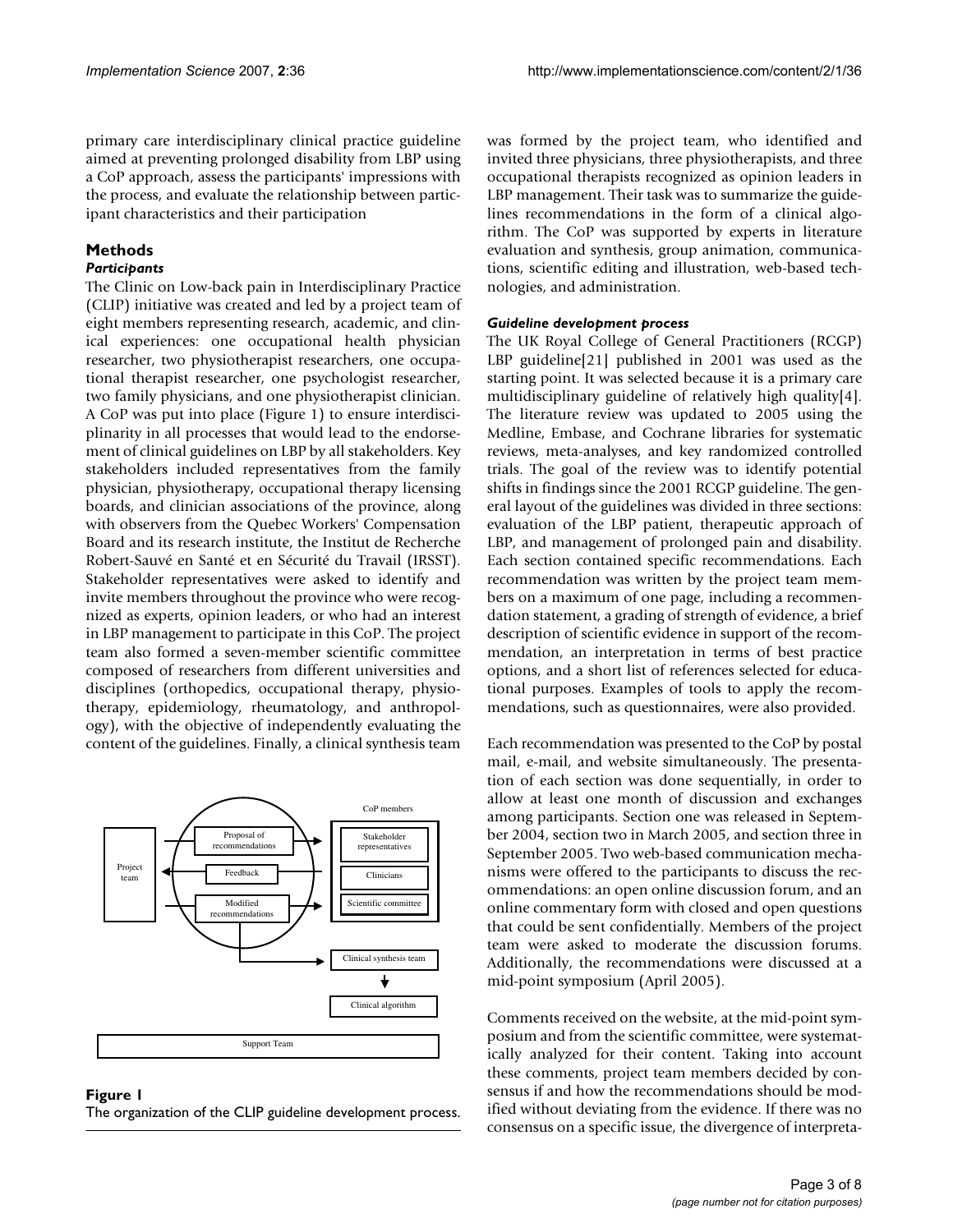primary care interdisciplinary clinical practice guideline aimed at preventing prolonged disability from LBP using a CoP approach, assess the participants' impressions with the process, and evaluate the relationship between participant characteristics and their participation

## Methods

### *Participants*

The Clinic on Low-back pain in Interdisciplinary Practice (CLIP) initiative was created and led by a project team of eight members representing research, academic, and clinical experiences: one occupational health physician researcher, two physiotherapist researchers, one occupational therapist researcher, one psychologist researcher, two family physicians, and one physiotherapist clinician. A CoP was put into place (Figure 1) to ensure interdisciplinarity in all processes that would lead to the endorsement of clinical guidelines on LBP by all stakeholders. Key stakeholders included representatives from the family physician, physiotherapy, occupational therapy licensing boards, and clinician associations of the province, along with observers from the Quebec Workers' Compensation Board and its research institute, the Institut de Recherche Robert-Sauvé en Santé et en Sécurité du Travail (IRSST). Stakeholder representatives were asked to identify and invite members throughout the province who were recognized as experts, opinion leaders, or who had an interest in LBP management to participate in this CoP. The project team also formed a seven-member scientific committee composed of researchers from different universities and disciplines (orthopedics, occupational therapy, physiotherapy, epidemiology, rheumatology, and anthropology), with the objective of independently evaluating the content of the guidelines. Finally, a clinical synthesis team was formed by the project team, who identified and invited three physicians, three physiotherapists, and three occupational therapists recognized as opinion leaders in LBP management. Their task was to summarize the guidelines recommendations in the form of a clinical algorithm. The CoP was supported by experts in literature evaluation and synthesis, group animation, communications, scientific editing and illustration, web-based technologies, and administration.

**Figure 1**
The organization of the CLIP guideline development process.

### *Guideline development process*

The UK Royal College of General Practitioners (RCGP) LBP guideline[21] published in 2001 was used as the starting point. It was selected because it is a primary care multidisciplinary guideline of relatively high quality[4]. The literature review was updated to 2005 using the Medline, Embase, and Cochrane libraries for systematic reviews, meta-analyses, and key randomized controlled trials. The goal of the review was to identify potential shifts in findings since the 2001 RCGP guideline. The general layout of the guidelines was divided in three sections: evaluation of the LBP patient, therapeutic approach of LBP, and management of prolonged pain and disability. Each section contained specific recommendations. Each recommendation was written by the project team members on a maximum of one page, including a recommendation statement, a grading of strength of evidence, a brief description of scientific evidence in support of the recommendation, an interpretation in terms of best practice options, and a short list of references selected for educational purposes. Examples of tools to apply the recommendations, such as questionnaires, were also provided.

Each recommendation was presented to the CoP by postal mail, e-mail, and website simultaneously. The presentation of each section was done sequentially, in order to allow at least one month of discussion and exchanges among participants. Section one was released in September 2004, section two in March 2005, and section three in September 2005. Two web-based communication mechanisms were offered to the participants to discuss the recommendations: an open online discussion forum, and an online commentary form with closed and open questions that could be sent confidentially. Members of the project team were asked to moderate the discussion forums. Additionally, the recommendations were discussed at a mid-point symposium (April 2005).

Comments received on the website, at the mid-point symposium and from the scientific committee, were systematically analyzed for their content. Taking into account these comments, project team members decided by consensus if and how the recommendations should be modified without deviating from the evidence. If there was no consensus on a specific issue, the divergence of interpreta-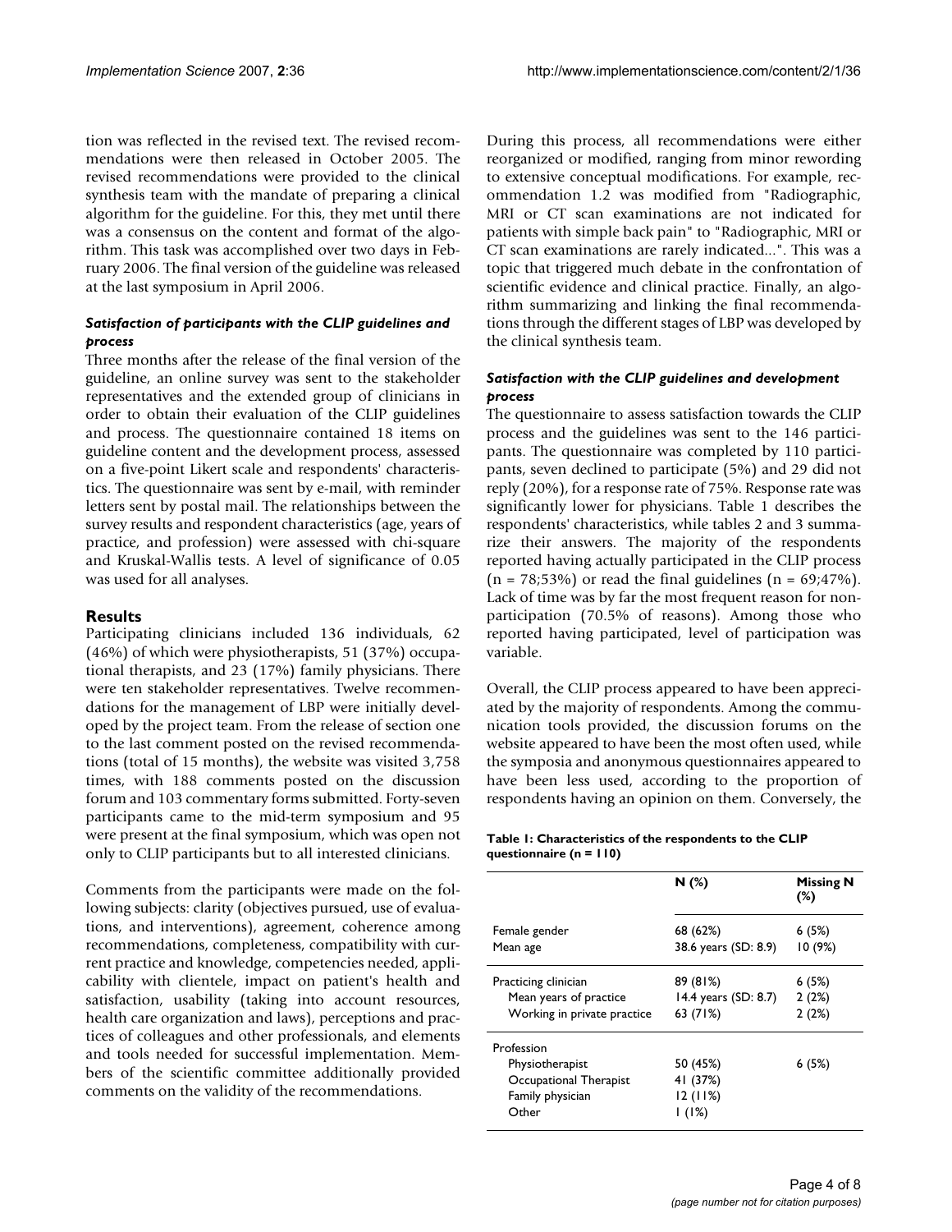tion was reflected in the revised text. The revised recommendations were then released in October 2005. The revised recommendations were provided to the clinical synthesis team with the mandate of preparing a clinical algorithm for the guideline. For this, they met until there was a consensus on the content and format of the algorithm. This task was accomplished over two days in February 2006. The final version of the guideline was released at the last symposium in April 2006.

### *Satisfaction of participants with the CLIP guidelines and process*

Three months after the release of the final version of the guideline, an online survey was sent to the stakeholder representatives and the extended group of clinicians in order to obtain their evaluation of the CLIP guidelines and process. The questionnaire contained 18 items on guideline content and the development process, assessed on a five-point Likert scale and respondents' characteristics. The questionnaire was sent by e-mail, with reminder letters sent by postal mail. The relationships between the survey results and respondent characteristics (age, years of practice, and profession) were assessed with chi-square and Kruskal-Wallis tests. A level of significance of 0.05 was used for all analyses.

## Results

Participating clinicians included 136 individuals, 62 (46%) of which were physiotherapists, 51 (37%) occupational therapists, and 23 (17%) family physicians. There were ten stakeholder representatives. Twelve recommendations for the management of LBP were initially developed by the project team. From the release of section one to the last comment posted on the revised recommendations (total of 15 months), the website was visited 3,758 times, with 188 comments posted on the discussion forum and 103 commentary forms submitted. Forty-seven participants came to the mid-term symposium and 95 were present at the final symposium, which was open not only to CLIP participants but to all interested clinicians.

Comments from the participants were made on the following subjects: clarity (objectives pursued, use of evaluations, and interventions), agreement, coherence among recommendations, completeness, compatibility with current practice and knowledge, competencies needed, applicability with clientele, impact on patient's health and satisfaction, usability (taking into account resources, health care organization and laws), perceptions and practices of colleagues and other professionals, and elements and tools needed for successful implementation. Members of the scientific committee additionally provided comments on the validity of the recommendations.

During this process, all recommendations were either reorganized or modified, ranging from minor rewording to extensive conceptual modifications. For example, recommendation 1.2 was modified from "Radiographic, MRI or CT scan examinations are not indicated for patients with simple back pain" to "Radiographic, MRI or CT scan examinations are rarely indicated...". This was a topic that triggered much debate in the confrontation of scientific evidence and clinical practice. Finally, an algorithm summarizing and linking the final recommendations through the different stages of LBP was developed by the clinical synthesis team.

### *Satisfaction with the CLIP guidelines and development process*

The questionnaire to assess satisfaction towards the CLIP process and the guidelines was sent to the 146 participants. The questionnaire was completed by 110 participants, seven declined to participate (5%) and 29 did not reply (20%), for a response rate of 75%. Response rate was significantly lower for physicians. Table 1 describes the respondents' characteristics, while tables 2 and 3 summarize their answers. The majority of the respondents reported having actually participated in the CLIP process (n = 78;53%) or read the final guidelines (n = 69;47%). Lack of time was by far the most frequent reason for non-participation (70.5% of reasons). Among those who reported having participated, level of participation was variable.

Overall, the CLIP process appeared to have been appreciated by the majority of respondents. Among the communication tools provided, the discussion forums on the website appeared to have been the most often used, while the symposia and anonymous questionnaires appeared to have been less used, according to the proportion of respondents having an opinion on them. Conversely, the

**Table 1: Characteristics of the respondents to the CLIP questionnaire (n = 110)**

| | N (%) | Missing N (%) |
|---|---|---|
| Female gender | 68 (62%) | 6 (5%) |
| Mean age | 38.6 years (SD: 8.9) | 10 (9%) |
| Practicing clinician | 89 (81%) | 6 (5%) |
| Mean years of practice | 14.4 years (SD: 8.7) | 2 (2%) |
| Working in private practice | 63 (71%) | 2 (2%) |
| Profession | | |
| Physiotherapist | 50 (45%) | 6 (5%) |
| Occupational Therapist | 41 (37%) | |
| Family physician | 12 (11%) | |
| Other | 1 (1%) | |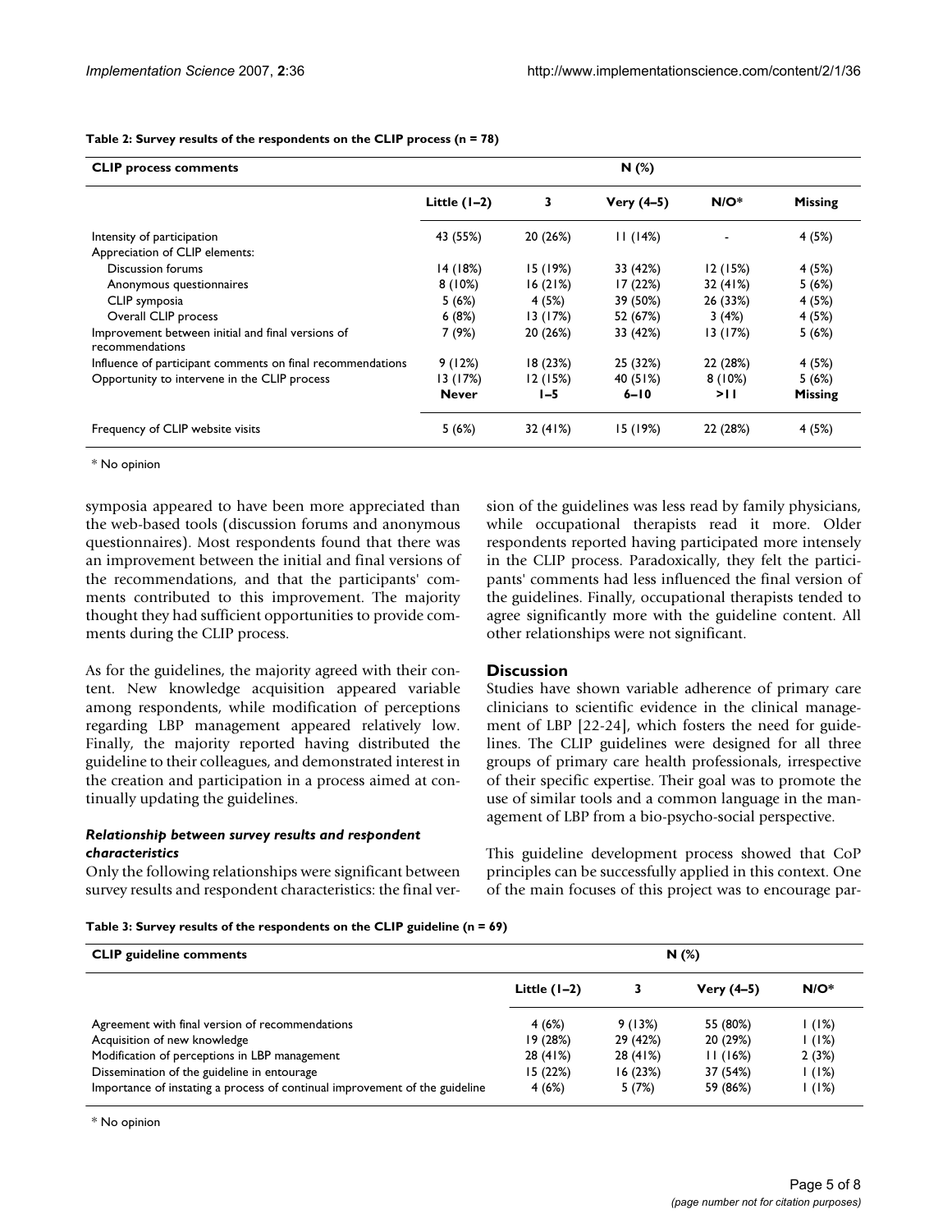**Table 2: Survey results of the respondents on the CLIP process (n = 78)**

| CLIP process comments | N (%) | | | | |
|---|---|---|---|---|---|
| | Little (1–2) | 3 | Very (4–5) | N/O* | Missing |
| Intensity of participation | 43 (55%) | 20 (26%) | 11 (14%) | - | 4 (5%) |
| Appreciation of CLIP elements: | | | | | |
| Discussion forums | 14 (18%) | 15 (19%) | 33 (42%) | 12 (15%) | 4 (5%) |
| Anonymous questionnaires | 8 (10%) | 16 (21%) | 17 (22%) | 32 (41%) | 5 (6%) |
| CLIP symposia | 5 (6%) | 4 (5%) | 39 (50%) | 26 (33%) | 4 (5%) |
| Overall CLIP process | 6 (8%) | 13 (17%) | 52 (67%) | 3 (4%) | 4 (5%) |
| Improvement between initial and final versions of recommendations | 7 (9%) | 20 (26%) | 33 (42%) | 13 (17%) | 5 (6%) |
| Influence of participant comments on final recommendations | 9 (12%) | 18 (23%) | 25 (32%) | 22 (28%) | 4 (5%) |
| Opportunity to intervene in the CLIP process | 13 (17%) | 12 (15%) | 40 (51%) | 8 (10%) | 5 (6%) |
| | **Never** | **1–5** | **6–10** | **>11** | **Missing** |
| Frequency of CLIP website visits | 5 (6%) | 32 (41%) | 15 (19%) | 22 (28%) | 4 (5%) |

\* No opinion

symposia appeared to have been more appreciated than the web-based tools (discussion forums and anonymous questionnaires). Most respondents found that there was an improvement between the initial and final versions of the recommendations, and that the participants' comments contributed to this improvement. The majority thought they had sufficient opportunities to provide comments during the CLIP process.

As for the guidelines, the majority agreed with their content. New knowledge acquisition appeared variable among respondents, while modification of perceptions regarding LBP management appeared relatively low. Finally, the majority reported having distributed the guideline to their colleagues, and demonstrated interest in the creation and participation in a process aimed at continually updating the guidelines.

### *Relationship between survey results and respondent characteristics*

Only the following relationships were significant between survey results and respondent characteristics: the final version of the guidelines was less read by family physicians, while occupational therapists read it more. Older respondents reported having participated more intensely in the CLIP process. Paradoxically, they felt the participants' comments had less influenced the final version of the guidelines. Finally, occupational therapists tended to agree significantly more with the guideline content. All other relationships were not significant.

## Discussion

Studies have shown variable adherence of primary care clinicians to scientific evidence in the clinical management of LBP [22-24], which fosters the need for guidelines. The CLIP guidelines were designed for all three groups of primary care health professionals, irrespective of their specific expertise. Their goal was to promote the use of similar tools and a common language in the management of LBP from a bio-psycho-social perspective.

This guideline development process showed that CoP principles can be successfully applied in this context. One of the main focuses of this project was to encourage par-

**Table 3: Survey results of the respondents on the CLIP guideline (n = 69)**

| CLIP guideline comments | N (%) | | | |
|---|---|---|---|---|
| | Little (1–2) | 3 | Very (4–5) | N/O* |
| Agreement with final version of recommendations | 4 (6%) | 9 (13%) | 55 (80%) | 1 (1%) |
| Acquisition of new knowledge | 19 (28%) | 29 (42%) | 20 (29%) | 1 (1%) |
| Modification of perceptions in LBP management | 28 (41%) | 28 (41%) | 11 (16%) | 2 (3%) |
| Dissemination of the guideline in entourage | 15 (22%) | 16 (23%) | 37 (54%) | 1 (1%) |
| Importance of instating a process of continual improvement of the guideline | 4 (6%) | 5 (7%) | 59 (86%) | 1 (1%) |

\* No opinion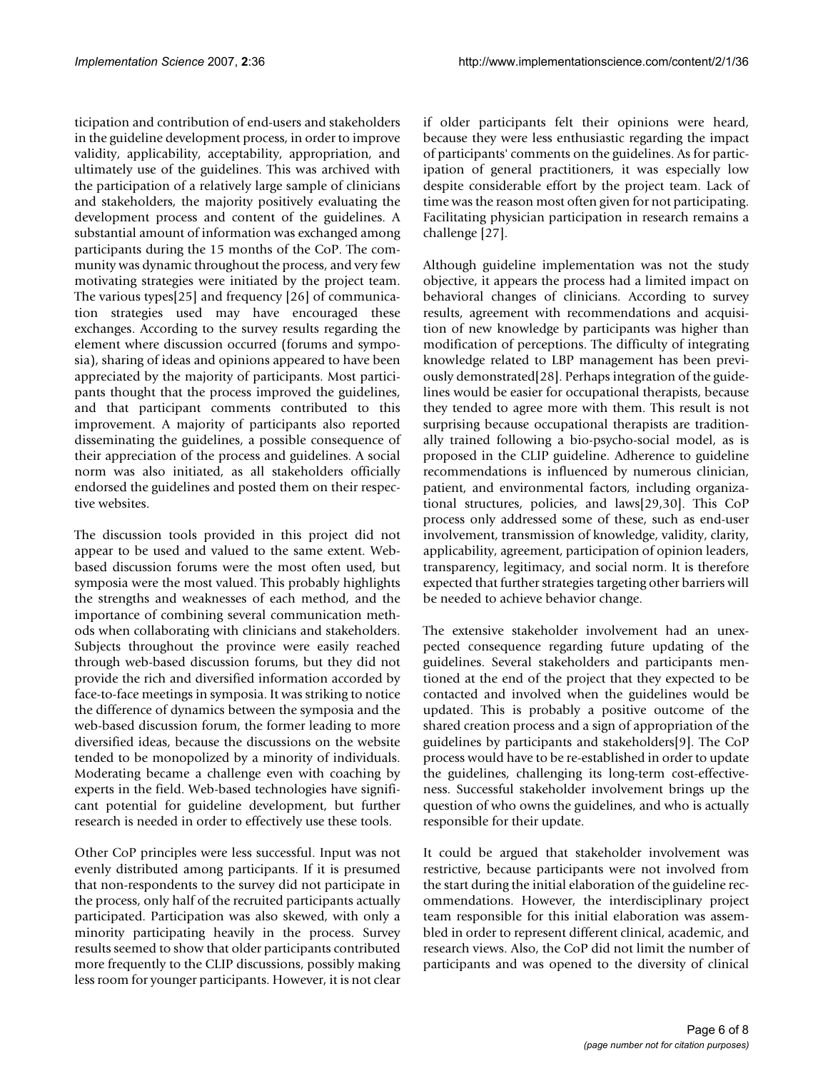ticipation and contribution of end-users and stakeholders in the guideline development process, in order to improve validity, applicability, acceptability, appropriation, and ultimately use of the guidelines. This was archived with the participation of a relatively large sample of clinicians and stakeholders, the majority positively evaluating the development process and content of the guidelines. A substantial amount of information was exchanged among participants during the 15 months of the CoP. The community was dynamic throughout the process, and very few motivating strategies were initiated by the project team. The various types[25] and frequency [26] of communication strategies used may have encouraged these exchanges. According to the survey results regarding the element where discussion occurred (forums and symposia), sharing of ideas and opinions appeared to have been appreciated by the majority of participants. Most participants thought that the process improved the guidelines, and that participant comments contributed to this improvement. A majority of participants also reported disseminating the guidelines, a possible consequence of their appreciation of the process and guidelines. A social norm was also initiated, as all stakeholders officially endorsed the guidelines and posted them on their respective websites.

The discussion tools provided in this project did not appear to be used and valued to the same extent. Web-based discussion forums were the most often used, but symposia were the most valued. This probably highlights the strengths and weaknesses of each method, and the importance of combining several communication methods when collaborating with clinicians and stakeholders. Subjects throughout the province were easily reached through web-based discussion forums, but they did not provide the rich and diversified information accorded by face-to-face meetings in symposia. It was striking to notice the difference of dynamics between the symposia and the web-based discussion forum, the former leading to more diversified ideas, because the discussions on the website tended to be monopolized by a minority of individuals. Moderating became a challenge even with coaching by experts in the field. Web-based technologies have significant potential for guideline development, but further research is needed in order to effectively use these tools.

Other CoP principles were less successful. Input was not evenly distributed among participants. If it is presumed that non-respondents to the survey did not participate in the process, only half of the recruited participants actually participated. Participation was also skewed, with only a minority participating heavily in the process. Survey results seemed to show that older participants contributed more frequently to the CLIP discussions, possibly making less room for younger participants. However, it is not clear if older participants felt their opinions were heard, because they were less enthusiastic regarding the impact of participants' comments on the guidelines. As for participation of general practitioners, it was especially low despite considerable effort by the project team. Lack of time was the reason most often given for not participating. Facilitating physician participation in research remains a challenge [27].

Although guideline implementation was not the study objective, it appears the process had a limited impact on behavioral changes of clinicians. According to survey results, agreement with recommendations and acquisition of new knowledge by participants was higher than modification of perceptions. The difficulty of integrating knowledge related to LBP management has been previously demonstrated[28]. Perhaps integration of the guidelines would be easier for occupational therapists, because they tended to agree more with them. This result is not surprising because occupational therapists are traditionally trained following a bio-psycho-social model, as is proposed in the CLIP guideline. Adherence to guideline recommendations is influenced by numerous clinician, patient, and environmental factors, including organizational structures, policies, and laws[29,30]. This CoP process only addressed some of these, such as end-user involvement, transmission of knowledge, validity, clarity, applicability, agreement, participation of opinion leaders, transparency, legitimacy, and social norm. It is therefore expected that further strategies targeting other barriers will be needed to achieve behavior change.

The extensive stakeholder involvement had an unexpected consequence regarding future updating of the guidelines. Several stakeholders and participants mentioned at the end of the project that they expected to be contacted and involved when the guidelines would be updated. This is probably a positive outcome of the shared creation process and a sign of appropriation of the guidelines by participants and stakeholders[9]. The CoP process would have to be re-established in order to update the guidelines, challenging its long-term cost-effectiveness. Successful stakeholder involvement brings up the question of who owns the guidelines, and who is actually responsible for their update.

It could be argued that stakeholder involvement was restrictive, because participants were not involved from the start during the initial elaboration of the guideline recommendations. However, the interdisciplinary project team responsible for this initial elaboration was assembled in order to represent different clinical, academic, and research views. Also, the CoP did not limit the number of participants and was opened to the diversity of clinical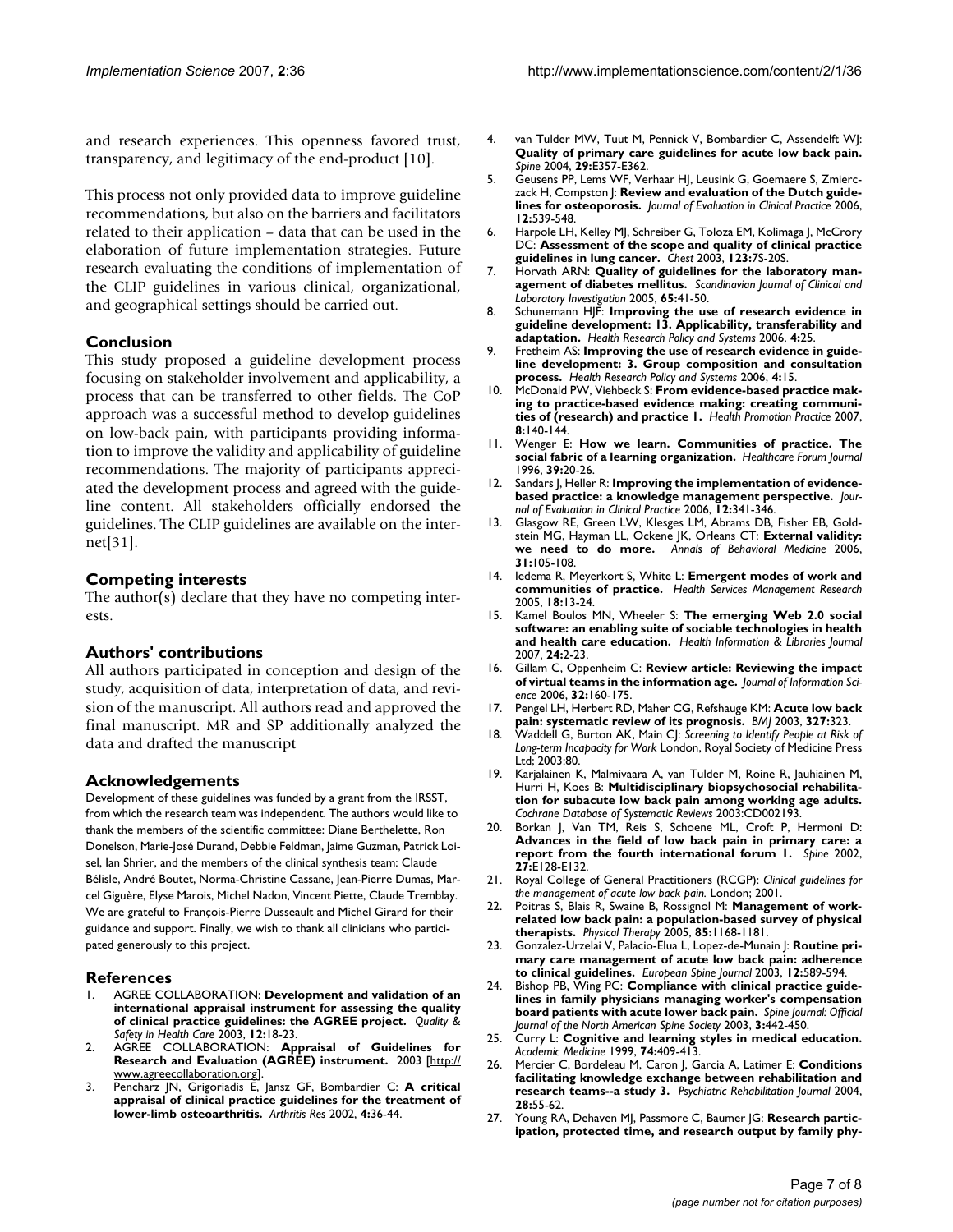and research experiences. This openness favored trust, transparency, and legitimacy of the end-product [10].

This process not only provided data to improve guideline recommendations, but also on the barriers and facilitators related to their application – data that can be used in the elaboration of future implementation strategies. Future research evaluating the conditions of implementation of the CLIP guidelines in various clinical, organizational, and geographical settings should be carried out.

## Conclusion

This study proposed a guideline development process focusing on stakeholder involvement and applicability, a process that can be transferred to other fields. The CoP approach was a successful method to develop guidelines on low-back pain, with participants providing information to improve the validity and applicability of guideline recommendations. The majority of participants appreciated the development process and agreed with the guideline content. All stakeholders officially endorsed the guidelines. The CLIP guidelines are available on the internet[31].

## Competing interests

The author(s) declare that they have no competing interests.

## Authors' contributions

All authors participated in conception and design of the study, acquisition of data, interpretation of data, and revision of the manuscript. All authors read and approved the final manuscript. MR and SP additionally analyzed the data and drafted the manuscript

## Acknowledgements

Development of these guidelines was funded by a grant from the IRSST, from which the research team was independent. The authors would like to thank the members of the scientific committee: Diane Berthelette, Ron Donelson, Marie-José Durand, Debbie Feldman, Jaime Guzman, Patrick Loisel, Ian Shrier, and the members of the clinical synthesis team: Claude Bélisle, André Boutet, Norma-Christine Cassane, Jean-Pierre Dumas, Marcel Giguère, Elyse Marois, Michel Nadon, Vincent Piette, Claude Tremblay. We are grateful to François-Pierre Dusseault and Michel Girard for their guidance and support. Finally, we wish to thank all clinicians who participated generously to this project.

## References

1. AGREE COLLABORATION: **Development and validation of an international appraisal instrument for assessing the quality of clinical practice guidelines: the AGREE project.** *Quality & Safety in Health Care* 2003, **12:**18-23.
2. AGREE COLLABORATION: **Appraisal of Guidelines for Research and Evaluation (AGREE) instrument.** 2003 [http://www.agreecollaboration.org].
3. Pencharz JN, Grigoriadis E, Jansz GF, Bombardier C: **A critical appraisal of clinical practice guidelines for the treatment of lower-limb osteoarthritis.** *Arthritis Res* 2002, **4:**36-44.
4. van Tulder MW, Tuut M, Pennick V, Bombardier C, Assendelft WJ: **Quality of primary care guidelines for acute low back pain.** *Spine* 2004, **29:**E357-E362.
5. Geusens PP, Lems WF, Verhaar HJ, Leusink G, Goemaere S, Zmierczack H, Compston J: **Review and evaluation of the Dutch guidelines for osteoporosis.** *Journal of Evaluation in Clinical Practice* 2006, **12:**539-548.
6. Harpole LH, Kelley MJ, Schreiber G, Toloza EM, Kolimaga J, McCrory DC: **Assessment of the scope and quality of clinical practice guidelines in lung cancer.** *Chest* 2003, **123:**7S-20S.
7. Horvath ARN: **Quality of guidelines for the laboratory management of diabetes mellitus.** *Scandinavian Journal of Clinical and Laboratory Investigation* 2005, **65:**41-50.
8. Schunemann HJF: **Improving the use of research evidence in guideline development: 13. Applicability, transferability and adaptation.** *Health Research Policy and Systems* 2006, **4:**25.
9. Fretheim AS: **Improving the use of research evidence in guideline development: 3. Group composition and consultation process.** *Health Research Policy and Systems* 2006, **4:**15.
10. McDonald PW, Viehbeck S: **From evidence-based practice making to practice-based evidence making: creating communities of (research) and practice 1.** *Health Promotion Practice* 2007, **8:**140-144.
11. Wenger E: **How we learn. Communities of practice. The social fabric of a learning organization.** *Healthcare Forum Journal* 1996, **39:**20-26.
12. Sandars J, Heller R: **Improving the implementation of evidence-based practice: a knowledge management perspective.** *Journal of Evaluation in Clinical Practice* 2006, **12:**341-346.
13. Glasgow RE, Green LW, Klesges LM, Abrams DB, Fisher EB, Goldstein MG, Hayman LL, Ockene JK, Orleans CT: **External validity: we need to do more.** *Annals of Behavioral Medicine* 2006, **31:**105-108.
14. Iedema R, Meyerkort S, White L: **Emergent modes of work and communities of practice.** *Health Services Management Research* 2005, **18:**13-24.
15. Kamel Boulos MN, Wheeler S: **The emerging Web 2.0 social software: an enabling suite of sociable technologies in health and health care education.** *Health Information & Libraries Journal* 2007, **24:**2-23.
16. Gillam C, Oppenheim C: **Review article: Reviewing the impact of virtual teams in the information age.** *Journal of Information Science* 2006, **32:**160-175.
17. Pengel LH, Herbert RD, Maher CG, Refshauge KM: **Acute low back pain: systematic review of its prognosis.** *BMJ* 2003, **327:**323.
18. Waddell G, Burton AK, Main CJ: *Screening to Identify People at Risk of Long-term Incapacity for Work* London, Royal Society of Medicine Press Ltd; 2003:80.
19. Karjalainen K, Malmivaara A, van Tulder M, Roine R, Jauhiainen M, Hurri H, Koes B: **Multidisciplinary biopsychosocial rehabilitation for subacute low back pain among working age adults.** *Cochrane Database of Systematic Reviews* 2003:CD002193.
20. Borkan J, Van TM, Reis S, Schoene ML, Croft P, Hermoni D: **Advances in the field of low back pain in primary care: a report from the fourth international forum 1.** *Spine* 2002, **27:**E128-E132.
21. Royal College of General Practitioners (RCGP): *Clinical guidelines for the management of acute low back pain.* London; 2001.
22. Poitras S, Blais R, Swaine B, Rossignol M: **Management of work-related low back pain: a population-based survey of physical therapists.** *Physical Therapy* 2005, **85:**1168-1181.
23. Gonzalez-Urzelai V, Palacio-Elua L, Lopez-de-Munain J: **Routine primary care management of acute low back pain: adherence to clinical guidelines.** *European Spine Journal* 2003, **12:**589-594.
24. Bishop PB, Wing PC: **Compliance with clinical practice guidelines in family physicians managing worker's compensation board patients with acute lower back pain.** *Spine Journal: Official Journal of the North American Spine Society* 2003, **3:**442-450.
25. Curry L: **Cognitive and learning styles in medical education.** *Academic Medicine* 1999, **74:**409-413.
26. Mercier C, Bordeleau M, Caron J, Garcia A, Latimer E: **Conditions facilitating knowledge exchange between rehabilitation and research teams--a study 3.** *Psychiatric Rehabilitation Journal* 2004, **28:**55-62.
27. Young RA, Dehaven MJ, Passmore C, Baumer JG: **Research participation, protected time, and research output by family phy-**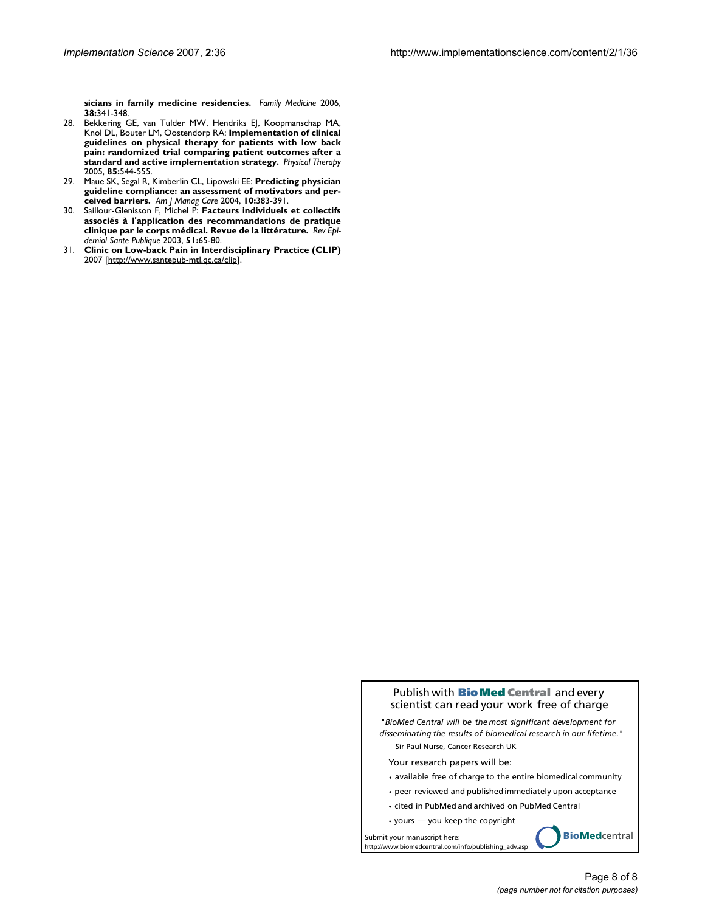sicians in family medicine residencies.** *Family Medicine* 2006, **38:**341-348.

28. Bekkering GE, van Tulder MW, Hendriks EJ, Koopmanschap MA, Knol DL, Bouter LM, Oostendorp RA: **Implementation of clinical guidelines on physical therapy for patients with low back pain: randomized trial comparing patient outcomes after a standard and active implementation strategy.** *Physical Therapy* 2005, **85:**544-555.
29. Maue SK, Segal R, Kimberlin CL, Lipowski EE: **Predicting physician guideline compliance: an assessment of motivators and perceived barriers.** *Am J Manag Care* 2004, **10:**383-391.
30. Saillour-Glenisson F, Michel P: **Facteurs individuels et collectifs associés à l'application des recommandations de pratique clinique par le corps médical. Revue de la littérature.** *Rev Epidemiol Sante Publique* 2003, **51:**65-80.
31. **Clinic on Low-back Pain in Interdisciplinary Practice (CLIP)** 2007 [http://www.santepub-mtl.qc.ca/clip].

Publish with **BioMed Central** and every scientist can read your work free of charge

*"BioMed Central will be the most significant development for disseminating the results of biomedical research in our lifetime."*

Sir Paul Nurse, Cancer Research UK

Your research papers will be:

- available free of charge to the entire biomedical community
- peer reviewed and published immediately upon acceptance
- cited in PubMed and archived on PubMed Central
- yours — you keep the copyright

Submit your manuscript here:
http://www.biomedcentral.com/info/publishing_adv.asp

**BioMed**central